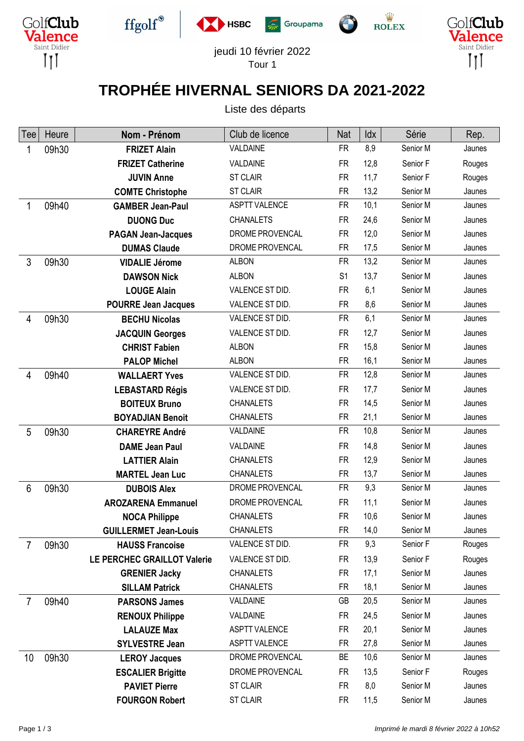jeudi 10 février 2022
Tour 1

# TROPHÉE HIVERNAL SENIORS DA 2021-2022

Liste des départs

| Tee | Heure | Nom - Prénom | Club de licence | Nat | Idx | Série | Rep. |
|---|---|---|---|---|---|---|---|
| 1 | 09h30 | **FRIZET Alain** | VALDAINE | FR | 8,9 | Senior M | Jaunes |
| | | **FRIZET Catherine** | VALDAINE | FR | 12,8 | Senior F | Rouges |
| | | **JUVIN Anne** | ST CLAIR | FR | 11,7 | Senior F | Rouges |
| | | **COMTE Christophe** | ST CLAIR | FR | 13,2 | Senior M | Jaunes |
| 1 | 09h40 | **GAMBER Jean-Paul** | ASPTT VALENCE | FR | 10,1 | Senior M | Jaunes |
| | | **DUONG Duc** | CHANALETS | FR | 24,6 | Senior M | Jaunes |
| | | **PAGAN Jean-Jacques** | DROME PROVENCAL | FR | 12,0 | Senior M | Jaunes |
| | | **DUMAS Claude** | DROME PROVENCAL | FR | 17,5 | Senior M | Jaunes |
| 3 | 09h30 | **VIDALIE Jérome** | ALBON | FR | 13,2 | Senior M | Jaunes |
| | | **DAWSON Nick** | ALBON | S1 | 13,7 | Senior M | Jaunes |
| | | **LOUGE Alain** | VALENCE ST DID. | FR | 6,1 | Senior M | Jaunes |
| | | **POURRE Jean Jacques** | VALENCE ST DID. | FR | 8,6 | Senior M | Jaunes |
| 4 | 09h30 | **BECHU Nicolas** | VALENCE ST DID. | FR | 6,1 | Senior M | Jaunes |
| | | **JACQUIN Georges** | VALENCE ST DID. | FR | 12,7 | Senior M | Jaunes |
| | | **CHRIST Fabien** | ALBON | FR | 15,8 | Senior M | Jaunes |
| | | **PALOP Michel** | ALBON | FR | 16,1 | Senior M | Jaunes |
| 4 | 09h40 | **WALLAERT Yves** | VALENCE ST DID. | FR | 12,8 | Senior M | Jaunes |
| | | **LEBASTARD Régis** | VALENCE ST DID. | FR | 17,7 | Senior M | Jaunes |
| | | **BOITEUX Bruno** | CHANALETS | FR | 14,5 | Senior M | Jaunes |
| | | **BOYADJIAN Benoit** | CHANALETS | FR | 21,1 | Senior M | Jaunes |
| 5 | 09h30 | **CHAREYRE André** | VALDAINE | FR | 10,8 | Senior M | Jaunes |
| | | **DAME Jean Paul** | VALDAINE | FR | 14,8 | Senior M | Jaunes |
| | | **LATTIER Alain** | CHANALETS | FR | 12,9 | Senior M | Jaunes |
| | | **MARTEL Jean Luc** | CHANALETS | FR | 13,7 | Senior M | Jaunes |
| 6 | 09h30 | **DUBOIS Alex** | DROME PROVENCAL | FR | 9,3 | Senior M | Jaunes |
| | | **AROZARENA Emmanuel** | DROME PROVENCAL | FR | 11,1 | Senior M | Jaunes |
| | | **NOCA Philippe** | CHANALETS | FR | 10,6 | Senior M | Jaunes |
| | | **GUILLERMET Jean-Louis** | CHANALETS | FR | 14,0 | Senior M | Jaunes |
| 7 | 09h30 | **HAUSS Francoise** | VALENCE ST DID. | FR | 9,3 | Senior F | Rouges |
| | | **LE PERCHEC GRAILLOT Valerie** | VALENCE ST DID. | FR | 13,9 | Senior F | Rouges |
| | | **GRENIER Jacky** | CHANALETS | FR | 17,1 | Senior M | Jaunes |
| | | **SILLAM Patrick** | CHANALETS | FR | 18,1 | Senior M | Jaunes |
| 7 | 09h40 | **PARSONS James** | VALDAINE | GB | 20,5 | Senior M | Jaunes |
| | | **RENOUX Philippe** | VALDAINE | FR | 24,5 | Senior M | Jaunes |
| | | **LALAUZE Max** | ASPTT VALENCE | FR | 20,1 | Senior M | Jaunes |
| | | **SYLVESTRE Jean** | ASPTT VALENCE | FR | 27,8 | Senior M | Jaunes |
| 10 | 09h30 | **LEROY Jacques** | DROME PROVENCAL | BE | 10,6 | Senior M | Jaunes |
| | | **ESCALIER Brigitte** | DROME PROVENCAL | FR | 13,5 | Senior F | Rouges |
| | | **PAVIET Pierre** | ST CLAIR | FR | 8,0 | Senior M | Jaunes |
| | | **FOURGON Robert** | ST CLAIR | FR | 11,5 | Senior M | Jaunes |

*Imprimé le mardi 8 février 2022 à 10h52*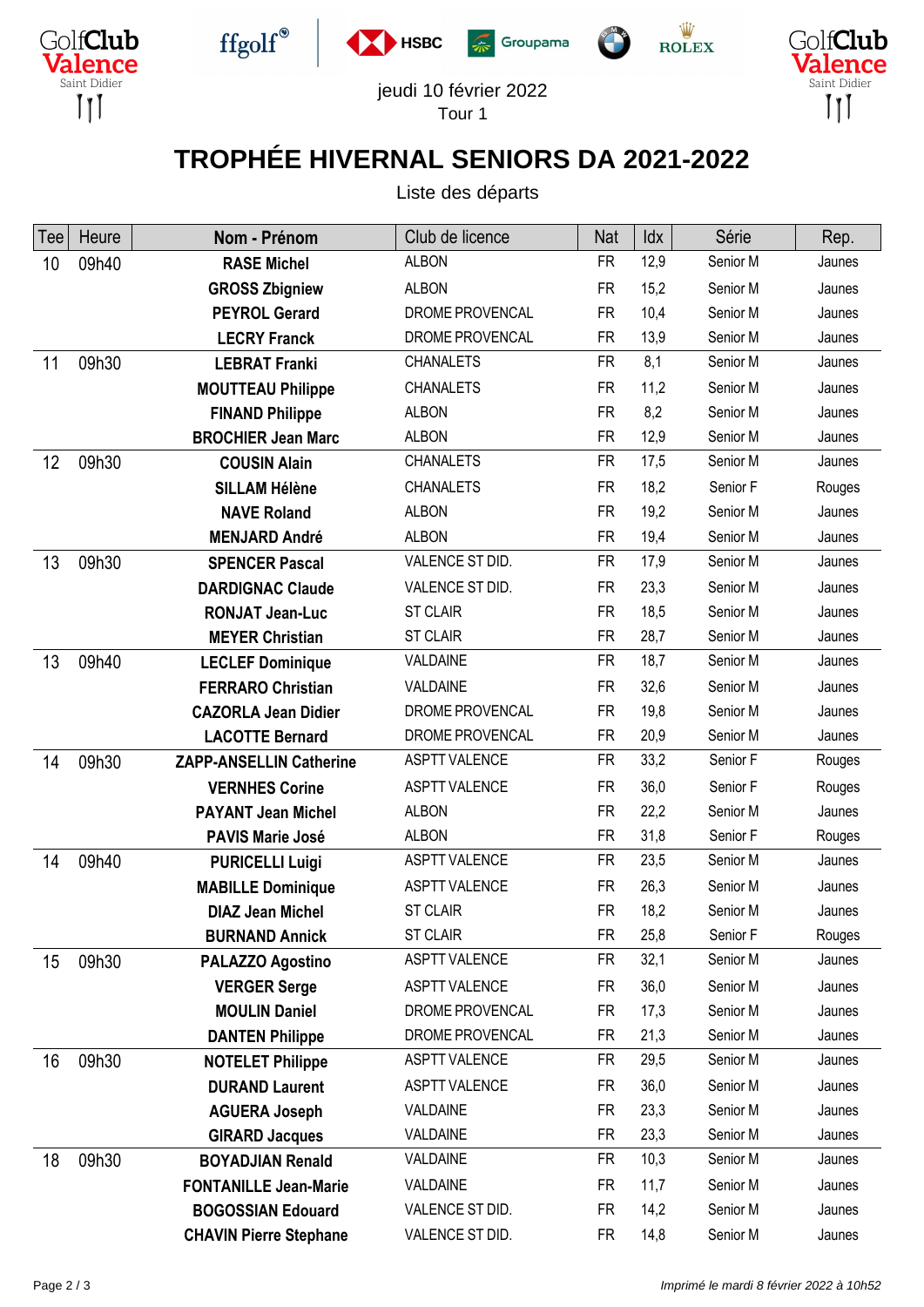GolfClub Valence Saint Didier

ffgolf HSBC Groupama ROLEX

jeudi 10 février 2022
Tour 1

# TROPHÉE HIVERNAL SENIORS DA 2021-2022

Liste des départs

| Tee | Heure | Nom - Prénom | Club de licence | Nat | Idx | Série | Rep. |
|---|---|---|---|---|---|---|---|
| 10 | 09h40 | **RASE Michel** | ALBON | FR | 12,9 | Senior M | Jaunes |
| | | **GROSS Zbigniew** | ALBON | FR | 15,2 | Senior M | Jaunes |
| | | **PEYROL Gerard** | DROME PROVENCAL | FR | 10,4 | Senior M | Jaunes |
| | | **LECRY Franck** | DROME PROVENCAL | FR | 13,9 | Senior M | Jaunes |
| 11 | 09h30 | **LEBRAT Franki** | CHANALETS | FR | 8,1 | Senior M | Jaunes |
| | | **MOUTTEAU Philippe** | CHANALETS | FR | 11,2 | Senior M | Jaunes |
| | | **FINAND Philippe** | ALBON | FR | 8,2 | Senior M | Jaunes |
| | | **BROCHIER Jean Marc** | ALBON | FR | 12,9 | Senior M | Jaunes |
| 12 | 09h30 | **COUSIN Alain** | CHANALETS | FR | 17,5 | Senior M | Jaunes |
| | | **SILLAM Hélène** | CHANALETS | FR | 18,2 | Senior F | Rouges |
| | | **NAVE Roland** | ALBON | FR | 19,2 | Senior M | Jaunes |
| | | **MENJARD André** | ALBON | FR | 19,4 | Senior M | Jaunes |
| 13 | 09h30 | **SPENCER Pascal** | VALENCE ST DID. | FR | 17,9 | Senior M | Jaunes |
| | | **DARDIGNAC Claude** | VALENCE ST DID. | FR | 23,3 | Senior M | Jaunes |
| | | **RONJAT Jean-Luc** | ST CLAIR | FR | 18,5 | Senior M | Jaunes |
| | | **MEYER Christian** | ST CLAIR | FR | 28,7 | Senior M | Jaunes |
| 13 | 09h40 | **LECLEF Dominique** | VALDAINE | FR | 18,7 | Senior M | Jaunes |
| | | **FERRARO Christian** | VALDAINE | FR | 32,6 | Senior M | Jaunes |
| | | **CAZORLA Jean Didier** | DROME PROVENCAL | FR | 19,8 | Senior M | Jaunes |
| | | **LACOTTE Bernard** | DROME PROVENCAL | FR | 20,9 | Senior M | Jaunes |
| 14 | 09h30 | **ZAPP-ANSELLIN Catherine** | ASPTT VALENCE | FR | 33,2 | Senior F | Rouges |
| | | **VERNHES Corine** | ASPTT VALENCE | FR | 36,0 | Senior F | Rouges |
| | | **PAYANT Jean Michel** | ALBON | FR | 22,2 | Senior M | Jaunes |
| | | **PAVIS Marie José** | ALBON | FR | 31,8 | Senior F | Rouges |
| 14 | 09h40 | **PURICELLI Luigi** | ASPTT VALENCE | FR | 23,5 | Senior M | Jaunes |
| | | **MABILLE Dominique** | ASPTT VALENCE | FR | 26,3 | Senior M | Jaunes |
| | | **DIAZ Jean Michel** | ST CLAIR | FR | 18,2 | Senior M | Jaunes |
| | | **BURNAND Annick** | ST CLAIR | FR | 25,8 | Senior F | Rouges |
| 15 | 09h30 | **PALAZZO Agostino** | ASPTT VALENCE | FR | 32,1 | Senior M | Jaunes |
| | | **VERGER Serge** | ASPTT VALENCE | FR | 36,0 | Senior M | Jaunes |
| | | **MOULIN Daniel** | DROME PROVENCAL | FR | 17,3 | Senior M | Jaunes |
| | | **DANTEN Philippe** | DROME PROVENCAL | FR | 21,3 | Senior M | Jaunes |
| 16 | 09h30 | **NOTELET Philippe** | ASPTT VALENCE | FR | 29,5 | Senior M | Jaunes |
| | | **DURAND Laurent** | ASPTT VALENCE | FR | 36,0 | Senior M | Jaunes |
| | | **AGUERA Joseph** | VALDAINE | FR | 23,3 | Senior M | Jaunes |
| | | **GIRARD Jacques** | VALDAINE | FR | 23,3 | Senior M | Jaunes |
| 18 | 09h30 | **BOYADJIAN Renald** | VALDAINE | FR | 10,3 | Senior M | Jaunes |
| | | **FONTANILLE Jean-Marie** | VALDAINE | FR | 11,7 | Senior M | Jaunes |
| | | **BOGOSSIAN Edouard** | VALENCE ST DID. | FR | 14,2 | Senior M | Jaunes |
| | | **CHAVIN Pierre Stephane** | VALENCE ST DID. | FR | 14,8 | Senior M | Jaunes |

*Imprimé le mardi 8 février 2022 à 10h52*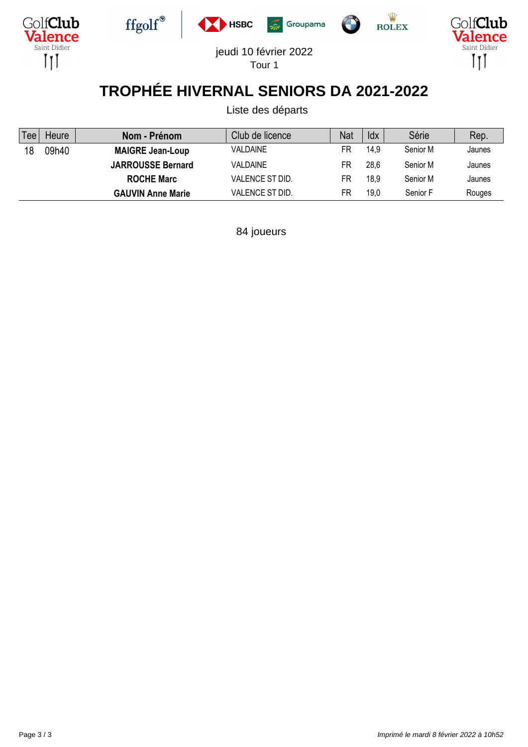jeudi 10 février 2022

Tour 1

# TROPHÉE HIVERNAL SENIORS DA 2021-2022

Liste des départs

| Tee | Heure | Nom - Prénom | Club de licence | Nat | Idx | Série | Rep. |
|---|---|---|---|---|---|---|---|
| 18 | 09h40 | **MAIGRE Jean-Loup** | VALDAINE | FR | 14,9 | Senior M | Jaunes |
| | | **JARROUSSE Bernard** | VALDAINE | FR | 28,6 | Senior M | Jaunes |
| | | **ROCHE Marc** | VALENCE ST DID. | FR | 18,9 | Senior M | Jaunes |
| | | **GAUVIN Anne Marie** | VALENCE ST DID. | FR | 19,0 | Senior F | Rouges |

84 joueurs

*Imprimé le mardi 8 février 2022 à 10h52*